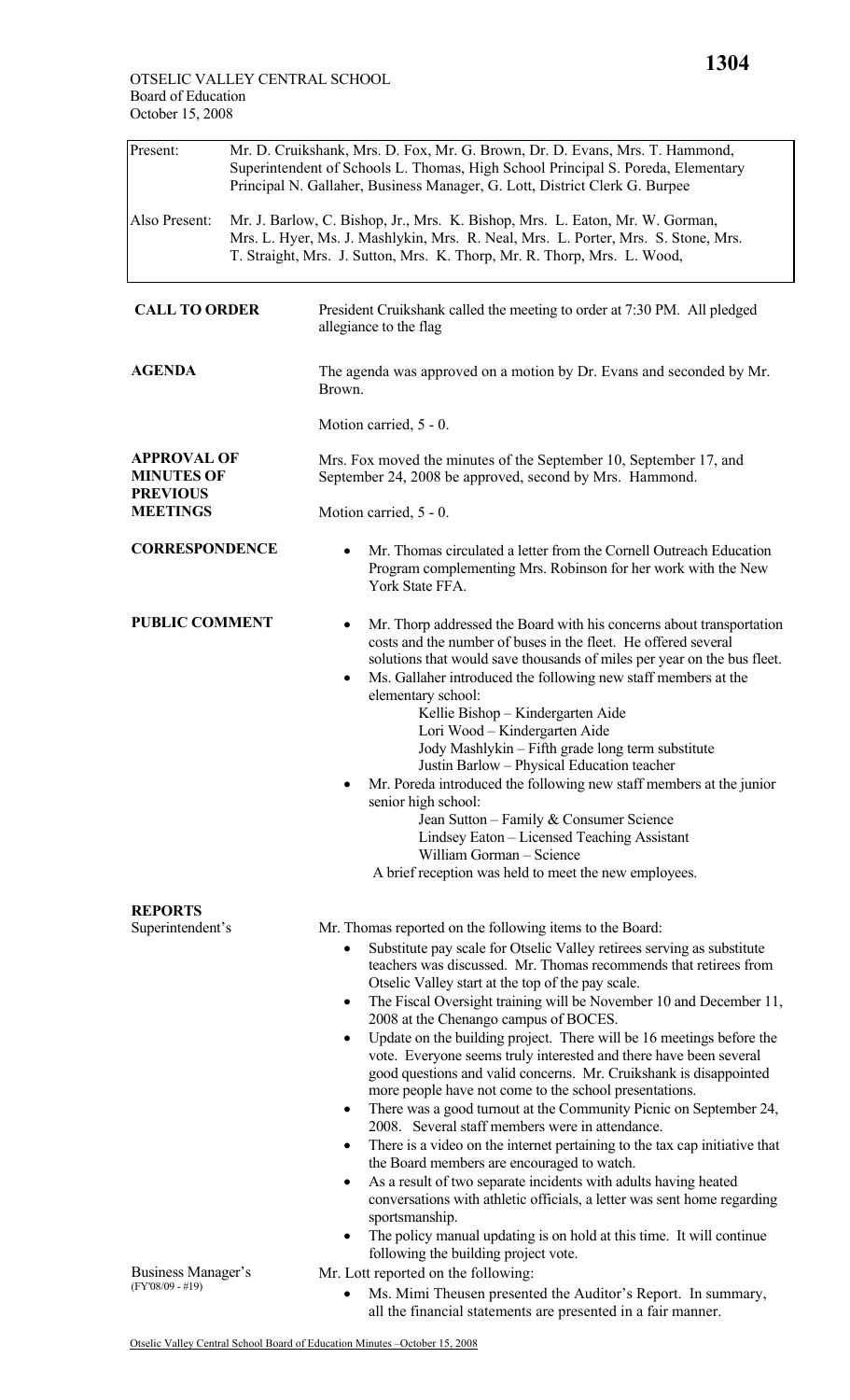OTSELIC VALLEY CENTRAL SCHOOL
Board of Education
October 15, 2008

| | |
|---|---|
| Present: | Mr. D. Cruikshank, Mrs. D. Fox, Mr. G. Brown, Dr. D. Evans, Mrs. T. Hammond, Superintendent of Schools L. Thomas, High School Principal S. Poreda, Elementary Principal N. Gallaher, Business Manager, G. Lott, District Clerk G. Burpee |
| Also Present: | Mr. J. Barlow, C. Bishop, Jr., Mrs. K. Bishop, Mrs. L. Eaton, Mr. W. Gorman, Mrs. L. Hyer, Ms. J. Mashlykin, Mrs. R. Neal, Mrs. L. Porter, Mrs. S. Stone, Mrs. T. Straight, Mrs. J. Sutton, Mrs. K. Thorp, Mr. R. Thorp, Mrs. L. Wood, |

**CALL TO ORDER**

President Cruikshank called the meeting to order at 7:30 PM. All pledged allegiance to the flag

**AGENDA**

The agenda was approved on a motion by Dr. Evans and seconded by Mr. Brown.

Motion carried, 5 - 0.

**APPROVAL OF MINUTES OF PREVIOUS MEETINGS**

Mrs. Fox moved the minutes of the September 10, September 17, and September 24, 2008 be approved, second by Mrs. Hammond.

Motion carried, 5 - 0.

**CORRESPONDENCE**

- Mr. Thomas circulated a letter from the Cornell Outreach Education Program complementing Mrs. Robinson for her work with the New York State FFA.

**PUBLIC COMMENT**

- Mr. Thorp addressed the Board with his concerns about transportation costs and the number of buses in the fleet. He offered several solutions that would save thousands of miles per year on the bus fleet.
- Ms. Gallaher introduced the following new staff members at the elementary school:
  - Kellie Bishop – Kindergarten Aide
  - Lori Wood – Kindergarten Aide
  - Jody Mashlykin – Fifth grade long term substitute
  - Justin Barlow – Physical Education teacher
- Mr. Poreda introduced the following new staff members at the junior senior high school:
  - Jean Sutton – Family & Consumer Science
  - Lindsey Eaton – Licensed Teaching Assistant
  - William Gorman – Science

A brief reception was held to meet the new employees.

**REPORTS**

Superintendent's

Mr. Thomas reported on the following items to the Board:

- Substitute pay scale for Otselic Valley retirees serving as substitute teachers was discussed. Mr. Thomas recommends that retirees from Otselic Valley start at the top of the pay scale.
- The Fiscal Oversight training will be November 10 and December 11, 2008 at the Chenango campus of BOCES.
- Update on the building project. There will be 16 meetings before the vote. Everyone seems truly interested and there have been several good questions and valid concerns. Mr. Cruikshank is disappointed more people have not come to the school presentations.
- There was a good turnout at the Community Picnic on September 24, 2008. Several staff members were in attendance.
- There is a video on the internet pertaining to the tax cap initiative that the Board members are encouraged to watch.
- As a result of two separate incidents with adults having heated conversations with athletic officials, a letter was sent home regarding sportsmanship.
- The policy manual updating is on hold at this time. It will continue following the building project vote.

Business Manager's
(FY'08/09 - #19)

Mr. Lott reported on the following:

- Ms. Mimi Theusen presented the Auditor's Report. In summary, all the financial statements are presented in a fair manner.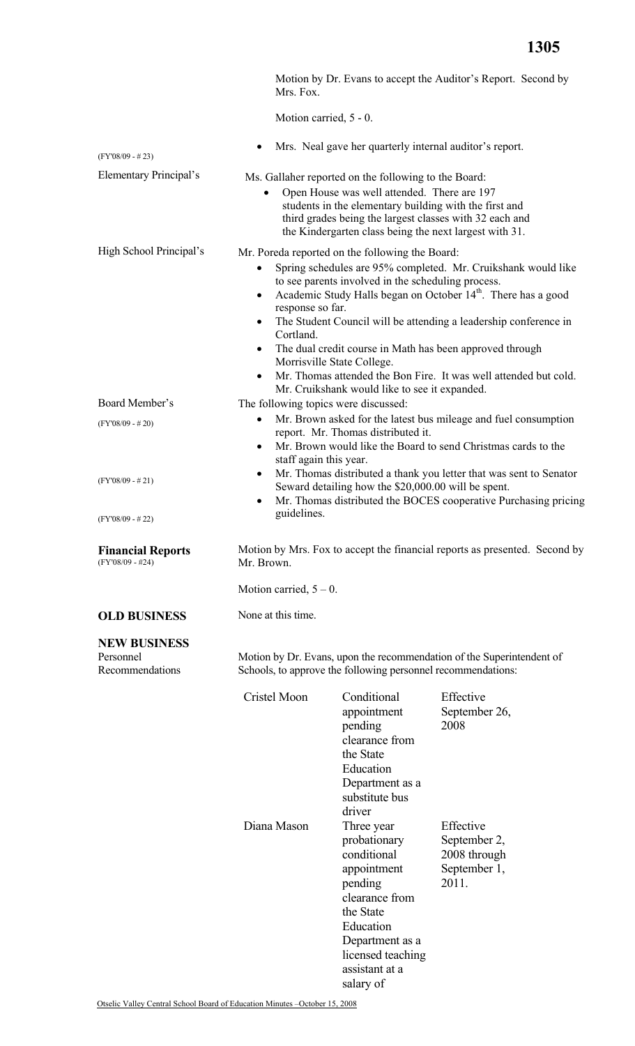Motion by Dr. Evans to accept the Auditor's Report. Second by Mrs. Fox.

Motion carried, 5 - 0.

(FY'08/09 - # 23)

- Mrs. Neal gave her quarterly internal auditor's report.

Elementary Principal's

Ms. Gallaher reported on the following to the Board:

- Open House was well attended. There are 197 students in the elementary building with the first and third grades being the largest classes with 32 each and the Kindergarten class being the next largest with 31.

High School Principal's

Mr. Poreda reported on the following the Board:

- Spring schedules are 95% completed. Mr. Cruikshank would like to see parents involved in the scheduling process.
- Academic Study Halls began on October 14th. There has a good response so far.
- The Student Council will be attending a leadership conference in Cortland.
- The dual credit course in Math has been approved through Morrisville State College.
- Mr. Thomas attended the Bon Fire. It was well attended but cold. Mr. Cruikshank would like to see it expanded.

Board Member's

The following topics were discussed:

(FY'08/09 - # 20)

- Mr. Brown asked for the latest bus mileage and fuel consumption report. Mr. Thomas distributed it.
- Mr. Brown would like the Board to send Christmas cards to the staff again this year.

(FY'08/09 - # 21)

- Mr. Thomas distributed a thank you letter that was sent to Senator Seward detailing how the $20,000.00 will be spent.

(FY'08/09 - # 22)

- Mr. Thomas distributed the BOCES cooperative Purchasing pricing guidelines.

**Financial Reports**
(FY'08/09 - #24)

Motion by Mrs. Fox to accept the financial reports as presented. Second by Mr. Brown.

Motion carried, 5 – 0.

**OLD BUSINESS**

None at this time.

**NEW BUSINESS**
Personnel Recommendations

Motion by Dr. Evans, upon the recommendation of the Superintendent of Schools, to approve the following personnel recommendations:

| | | |
|---|---|---|
| Cristel Moon | Conditional appointment pending clearance from the State Education Department as a substitute bus driver | Effective September 26, 2008 |
| Diana Mason | Three year probationary conditional appointment pending clearance from the State Education Department as a licensed teaching assistant at a salary of | Effective September 2, 2008 through September 1, 2011. |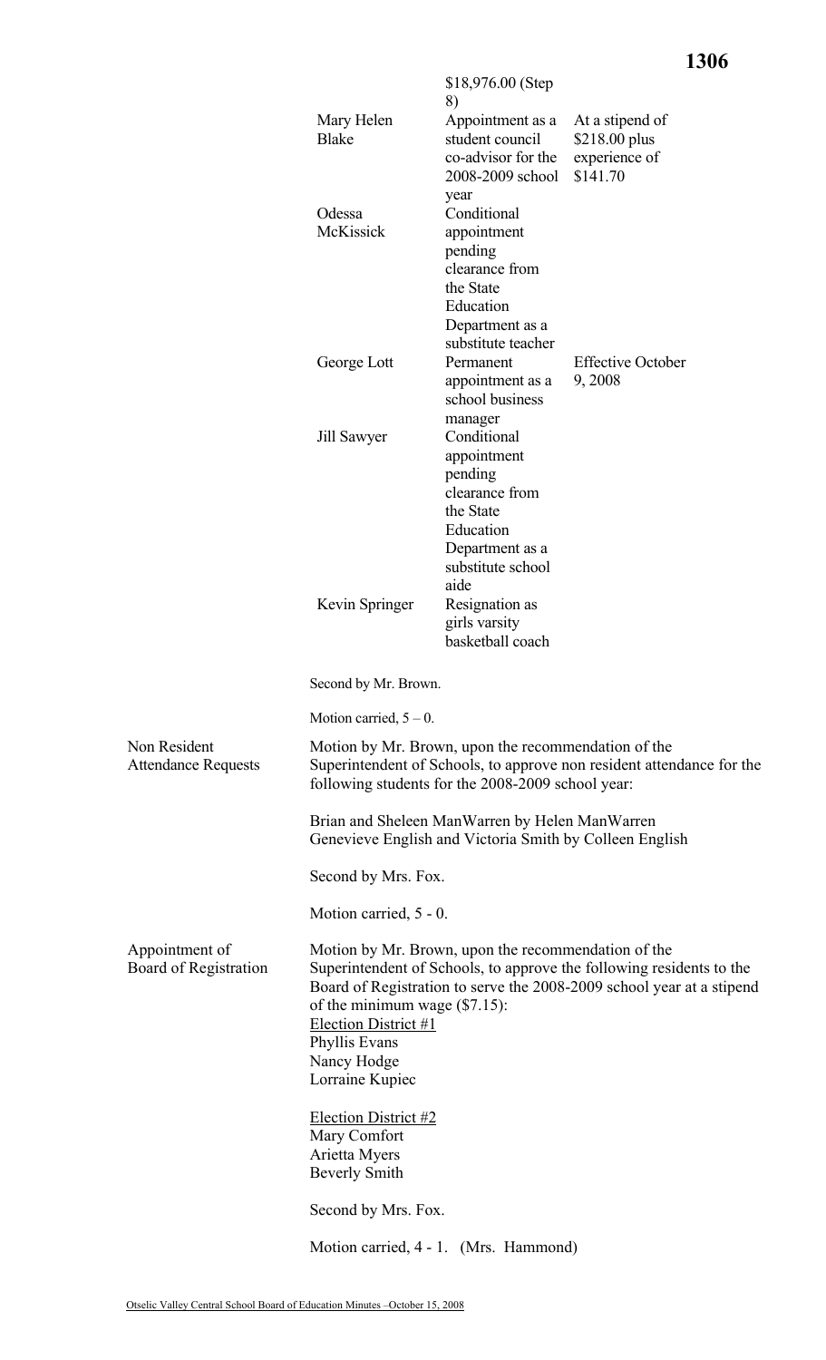| | | |
|---|---|---|
| | $18,976.00 (Step 8) | |
| Mary Helen Blake | Appointment as a student council co-advisor for the 2008-2009 school year | At a stipend of $218.00 plus experience of $141.70 |
| Odessa McKissick | Conditional appointment pending clearance from the State Education Department as a substitute teacher | |
| George Lott | Permanent appointment as a school business manager | Effective October 9, 2008 |
| Jill Sawyer | Conditional appointment pending clearance from the State Education Department as a substitute school aide | |
| Kevin Springer | Resignation as girls varsity basketball coach | |

Second by Mr. Brown.

Motion carried, 5 – 0.

**Non Resident Attendance Requests**

Motion by Mr. Brown, upon the recommendation of the Superintendent of Schools, to approve non resident attendance for the following students for the 2008-2009 school year:

Brian and Sheleen ManWarren by Helen ManWarren
Genevieve English and Victoria Smith by Colleen English

Second by Mrs. Fox.

Motion carried, 5 - 0.

**Appointment of Board of Registration**

Motion by Mr. Brown, upon the recommendation of the Superintendent of Schools, to approve the following residents to the Board of Registration to serve the 2008-2009 school year at a stipend of the minimum wage ($7.15):

Election District #1
Phyllis Evans
Nancy Hodge
Lorraine Kupiec

Election District #2
Mary Comfort
Arietta Myers
Beverly Smith

Second by Mrs. Fox.

Motion carried, 4 - 1. (Mrs. Hammond)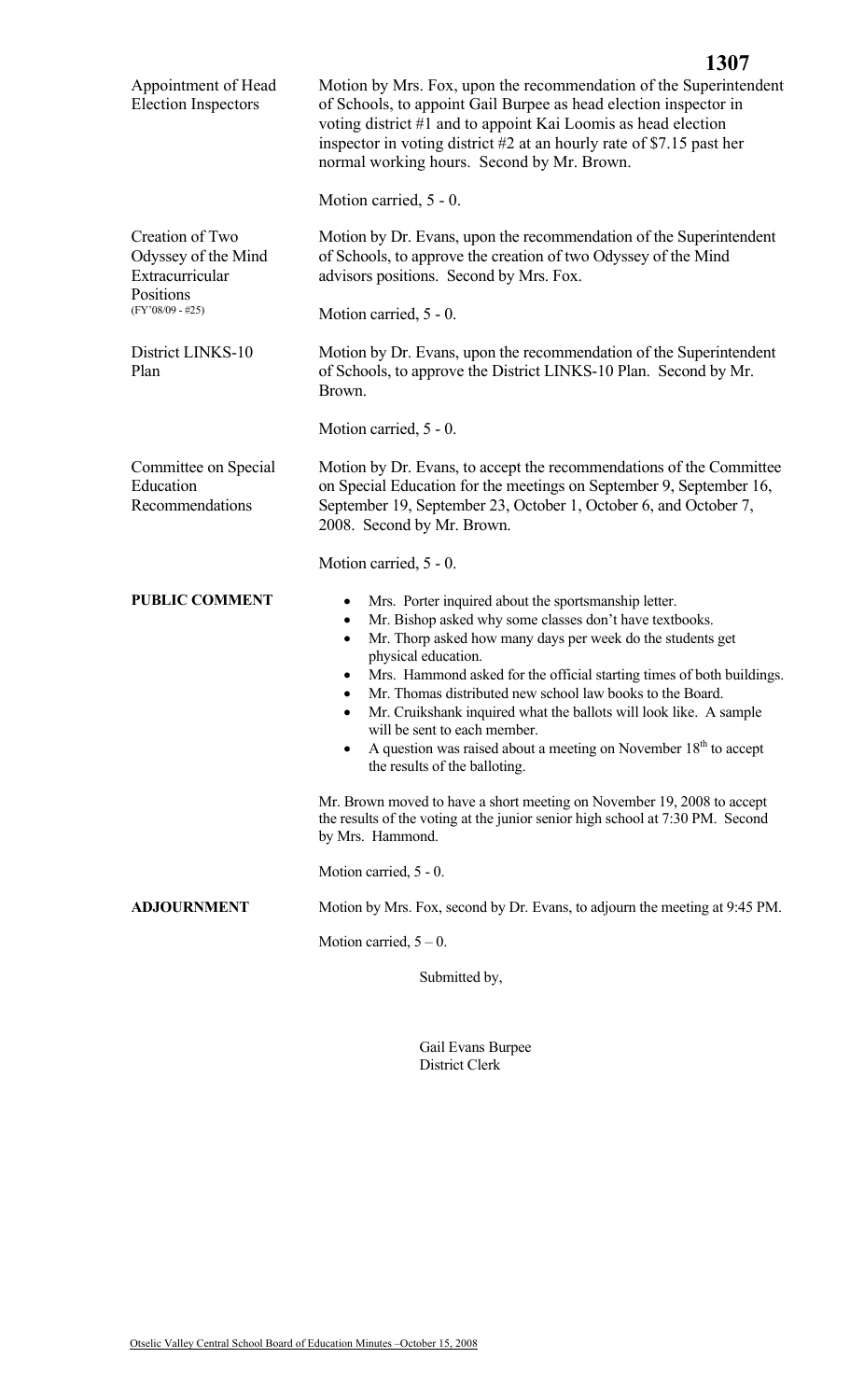**Appointment of Head Election Inspectors**

Motion by Mrs. Fox, upon the recommendation of the Superintendent of Schools, to appoint Gail Burpee as head election inspector in voting district #1 and to appoint Kai Loomis as head election inspector in voting district #2 at an hourly rate of $7.15 past her normal working hours. Second by Mr. Brown.

Motion carried, 5 - 0.

**Creation of Two Odyssey of the Mind Extracurricular Positions** (FY'08/09 - #25)

Motion by Dr. Evans, upon the recommendation of the Superintendent of Schools, to approve the creation of two Odyssey of the Mind advisors positions. Second by Mrs. Fox.

Motion carried, 5 - 0.

**District LINKS-10 Plan**

Motion by Dr. Evans, upon the recommendation of the Superintendent of Schools, to approve the District LINKS-10 Plan. Second by Mr. Brown.

Motion carried, 5 - 0.

**Committee on Special Education Recommendations**

Motion by Dr. Evans, to accept the recommendations of the Committee on Special Education for the meetings on September 9, September 16, September 19, September 23, October 1, October 6, and October 7, 2008. Second by Mr. Brown.

Motion carried, 5 - 0.

**PUBLIC COMMENT**

- Mrs. Porter inquired about the sportsmanship letter.
- Mr. Bishop asked why some classes don't have textbooks.
- Mr. Thorp asked how many days per week do the students get physical education.
- Mrs. Hammond asked for the official starting times of both buildings.
- Mr. Thomas distributed new school law books to the Board.
- Mr. Cruikshank inquired what the ballots will look like. A sample will be sent to each member.
- A question was raised about a meeting on November 18th to accept the results of the balloting.

Mr. Brown moved to have a short meeting on November 19, 2008 to accept the results of the voting at the junior senior high school at 7:30 PM. Second by Mrs. Hammond.

Motion carried, 5 - 0.

**ADJOURNMENT**

Motion by Mrs. Fox, second by Dr. Evans, to adjourn the meeting at 9:45 PM.

Motion carried, 5 – 0.

Submitted by,

Gail Evans Burpee
District Clerk